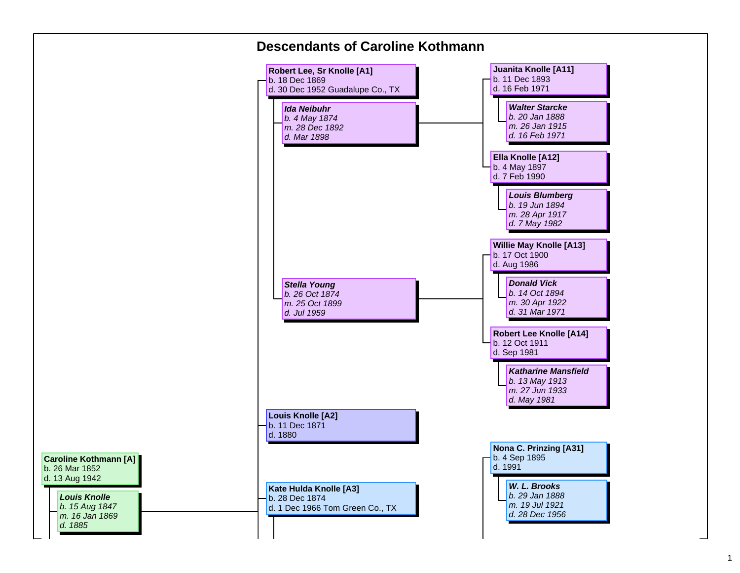# Descendants of Caroline Kothmann

**Caroline Kothmann [A]**
b. 26 Mar 1852
d. 13 Aug 1942

***Louis Knolle***
*b. 15 Aug 1847*
*m. 16 Jan 1869*
*d. 1885*

- **Robert Lee, Sr Knolle [A1]**
  b. 18 Dec 1869
  d. 30 Dec 1952 Guadalupe Co., TX

  ***Ida Neibuhr***
  *b. 4 May 1874*
  *m. 28 Dec 1892*
  *d. Mar 1898*

  - **Juanita Knolle [A11]**
    b. 11 Dec 1893
    d. 16 Feb 1971

    ***Walter Starcke***
    *b. 20 Jan 1888*
    *m. 26 Jan 1915*
    *d. 16 Feb 1971*

  - **Ella Knolle [A12]**
    b. 4 May 1897
    d. 7 Feb 1990

    ***Louis Blumberg***
    *b. 19 Jun 1894*
    *m. 28 Apr 1917*
    *d. 7 May 1982*

  ***Stella Young***
  *b. 26 Oct 1874*
  *m. 25 Oct 1899*
  *d. Jul 1959*

  - **Willie May Knolle [A13]**
    b. 17 Oct 1900
    d. Aug 1986

    ***Donald Vick***
    *b. 14 Oct 1894*
    *m. 30 Apr 1922*
    *d. 31 Mar 1971*

  - **Robert Lee Knolle [A14]**
    b. 12 Oct 1911
    d. Sep 1981

    ***Katharine Mansfield***
    *b. 13 May 1913*
    *m. 27 Jun 1933*
    *d. May 1981*

- **Louis Knolle [A2]**
  b. 11 Dec 1871
  d. 1880

- **Kate Hulda Knolle [A3]**
  b. 28 Dec 1874
  d. 1 Dec 1966 Tom Green Co., TX

  - **Nona C. Prinzing [A31]**
    b. 4 Sep 1895
    d. 1991

    ***W. L. Brooks***
    *b. 29 Jan 1888*
    *m. 19 Jul 1921*
    *d. 28 Dec 1956*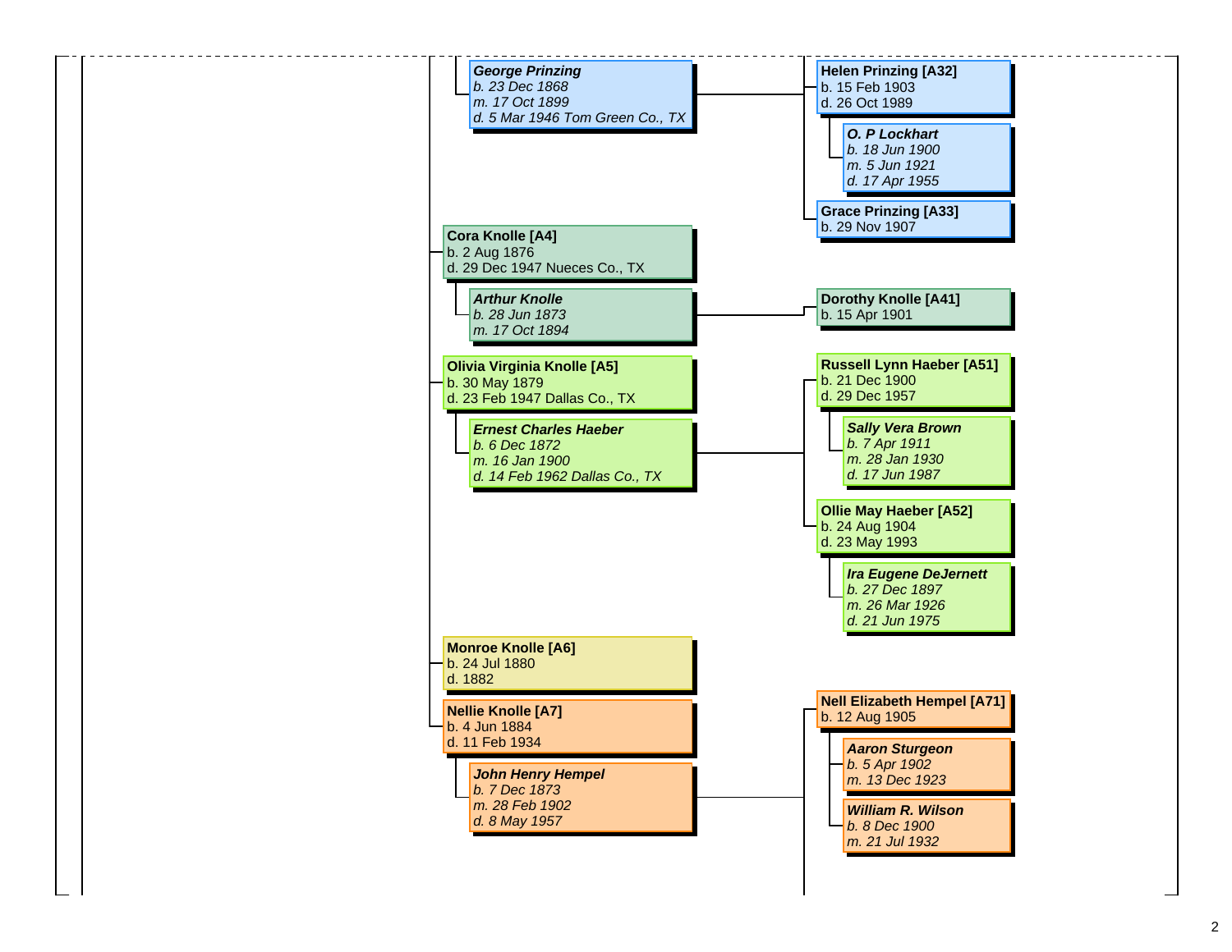- ***George Prinzing***
  *b. 23 Dec 1868*
  *m. 17 Oct 1899*
  *d. 5 Mar 1946 Tom Green Co., TX*
  - **Helen Prinzing [A32]**
    b. 15 Feb 1903
    d. 26 Oct 1989
    - ***O. P Lockhart***
      *b. 18 Jun 1900*
      *m. 5 Jun 1921*
      *d. 17 Apr 1955*
  - **Grace Prinzing [A33]**
    b. 29 Nov 1907

- **Cora Knolle [A4]**
  b. 2 Aug 1876
  d. 29 Dec 1947 Nueces Co., TX
  - ***Arthur Knolle***
    *b. 28 Jun 1873*
    *m. 17 Oct 1894*
    - **Dorothy Knolle [A41]**
      b. 15 Apr 1901

- **Olivia Virginia Knolle [A5]**
  b. 30 May 1879
  d. 23 Feb 1947 Dallas Co., TX
  - ***Ernest Charles Haeber***
    *b. 6 Dec 1872*
    *m. 16 Jan 1900*
    *d. 14 Feb 1962 Dallas Co., TX*
    - **Russell Lynn Haeber [A51]**
      b. 21 Dec 1900
      d. 29 Dec 1957
      - ***Sally Vera Brown***
        *b. 7 Apr 1911*
        *m. 28 Jan 1930*
        *d. 17 Jun 1987*
    - **Ollie May Haeber [A52]**
      b. 24 Aug 1904
      d. 23 May 1993
      - ***Ira Eugene DeJernett***
        *b. 27 Dec 1897*
        *m. 26 Mar 1926*
        *d. 21 Jun 1975*

- **Monroe Knolle [A6]**
  b. 24 Jul 1880
  d. 1882

- **Nellie Knolle [A7]**
  b. 4 Jun 1884
  d. 11 Feb 1934
  - ***John Henry Hempel***
    *b. 7 Dec 1873*
    *m. 28 Feb 1902*
    *d. 8 May 1957*
    - **Nell Elizabeth Hempel [A71]**
      b. 12 Aug 1905
      - ***Aaron Sturgeon***
        *b. 5 Apr 1902*
        *m. 13 Dec 1923*
      - ***William R. Wilson***
        *b. 8 Dec 1900*
        *m. 21 Jul 1932*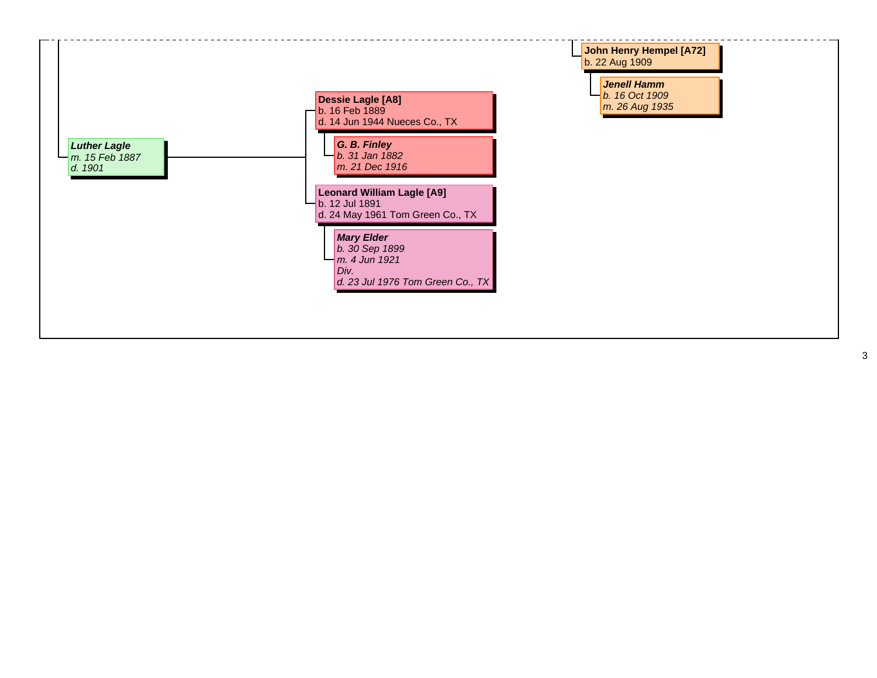**John Henry Hempel [A72]**
b. 22 Aug 1909

***Jenell Hamm***
*b. 16 Oct 1909*
*m. 26 Aug 1935*

***Luther Lagle***
*m. 15 Feb 1887*
*d. 1901*

**Dessie Lagle [A8]**
b. 16 Feb 1889
d. 14 Jun 1944 Nueces Co., TX

***G. B. Finley***
*b. 31 Jan 1882*
*m. 21 Dec 1916*

**Leonard William Lagle [A9]**
b. 12 Jul 1891
d. 24 May 1961 Tom Green Co., TX

***Mary Elder***
*b. 30 Sep 1899*
*m. 4 Jun 1921*
*Div.*
*d. 23 Jul 1976 Tom Green Co., TX*